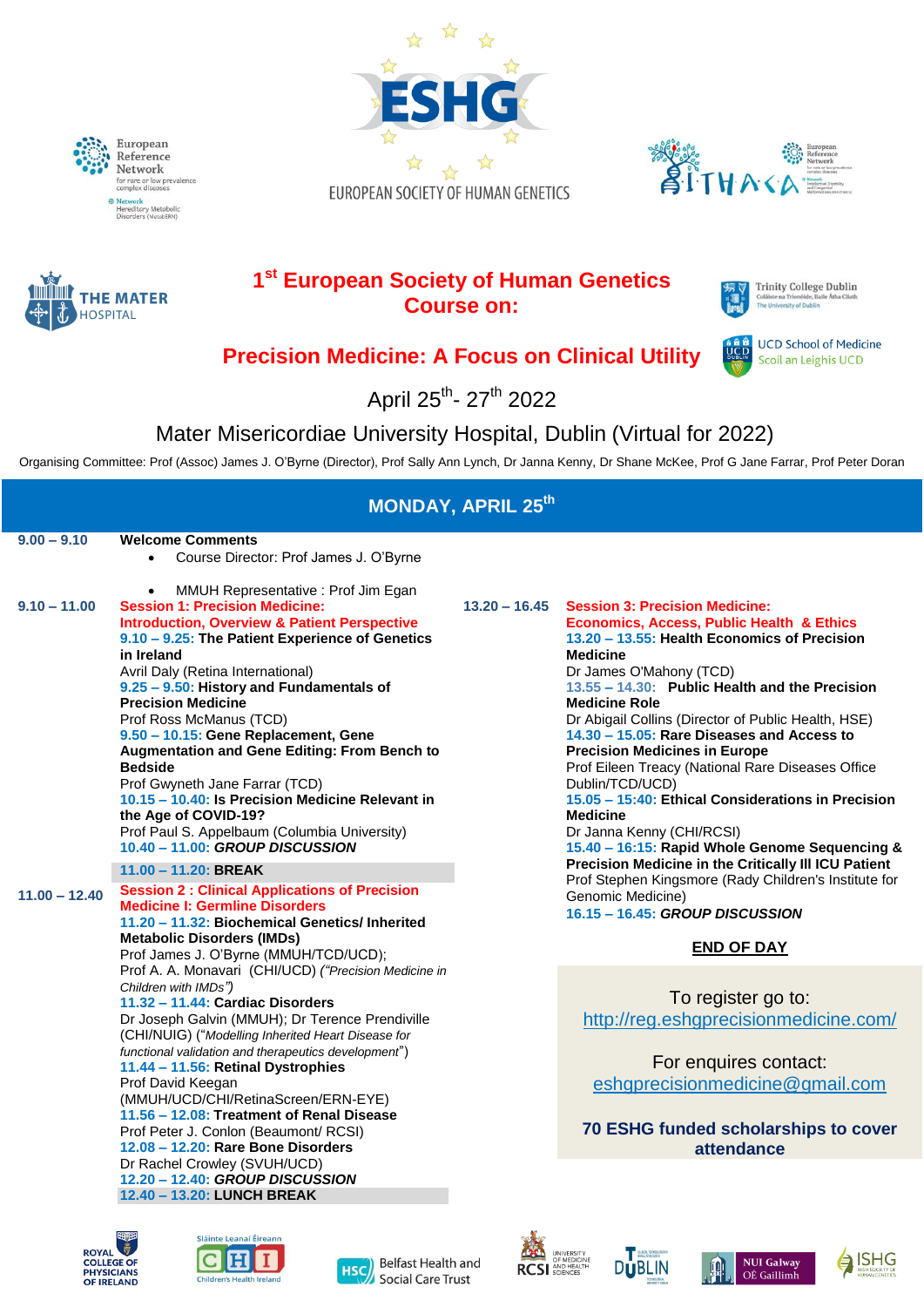# 1st European Society of Human Genetics Course on:

## Precision Medicine: A Focus on Clinical Utility

April 25th- 27th 2022

Mater Misericordiae University Hospital, Dublin (Virtual for 2022)

Organising Committee: Prof (Assoc) James J. O'Byrne (Director), Prof Sally Ann Lynch, Dr Janna Kenny, Dr Shane McKee, Prof G Jane Farrar, Prof Peter Doran

## MONDAY, APRIL 25th

**9.00 – 9.10** **Welcome Comments**

- Course Director: Prof James J. O'Byrne
- MMUH Representative : Prof Jim Egan

**9.10 – 11.00** **Session 1: Precision Medicine: Introduction, Overview & Patient Perspective**

**9.10 – 9.25: The Patient Experience of Genetics in Ireland**
Avril Daly (Retina International)

**9.25 – 9.50: History and Fundamentals of Precision Medicine**
Prof Ross McManus (TCD)

**9.50 – 10.15: Gene Replacement, Gene Augmentation and Gene Editing: From Bench to Bedside**
Prof Gwyneth Jane Farrar (TCD)

**10.15 – 10.40: Is Precision Medicine Relevant in the Age of COVID-19?**
Prof Paul S. Appelbaum (Columbia University)

**10.40 – 11.00:** ***GROUP DISCUSSION***

**11.00 – 11.20: BREAK**

**11.00 – 12.40** **Session 2 : Clinical Applications of Precision Medicine I: Germline Disorders**

**11.20 – 11.32: Biochemical Genetics/ Inherited Metabolic Disorders (IMDs)**
Prof James J. O'Byrne (MMUH/TCD/UCD);
Prof A. A. Monavari (CHI/UCD) *("Precision Medicine in Children with IMDs")*

**11.32 – 11.44: Cardiac Disorders**
Dr Joseph Galvin (MMUH); Dr Terence Prendiville (CHI/NUIG) (*"Modelling Inherited Heart Disease for functional validation and therapeutics development"*)

**11.44 – 11.56: Retinal Dystrophies**
Prof David Keegan (MMUH/UCD/CHI/RetinaScreen/ERN-EYE)

**11.56 – 12.08: Treatment of Renal Disease**
Prof Peter J. Conlon (Beaumont/ RCSI)

**12.08 – 12.20: Rare Bone Disorders**
Dr Rachel Crowley (SVUH/UCD)

**12.20 – 12.40:** ***GROUP DISCUSSION***

**12.40 – 13.20: LUNCH BREAK**

**13.20 – 16.45** **Session 3: Precision Medicine: Economics, Access, Public Health & Ethics**

**13.20 – 13.55: Health Economics of Precision Medicine**
Dr James O'Mahony (TCD)

**13.55 – 14.30: Public Health and the Precision Medicine Role**
Dr Abigail Collins (Director of Public Health, HSE)

**14.30 – 15.05: Rare Diseases and Access to Precision Medicines in Europe**
Prof Eileen Treacy (National Rare Diseases Office Dublin/TCD/UCD)

**15.05 – 15:40: Ethical Considerations in Precision Medicine**
Dr Janna Kenny (CHI/RCSI)

**15.40 – 16:15: Rapid Whole Genome Sequencing & Precision Medicine in the Critically Ill ICU Patient**
Prof Stephen Kingsmore (Rady Children's Institute for Genomic Medicine)

**16.15 – 16.45:** ***GROUP DISCUSSION***

**END OF DAY**

To register go to:
http://reg.eshgprecisionmedicine.com/

For enquires contact:
eshgprecisionmedicine@gmail.com

**70 ESHG funded scholarships to cover attendance**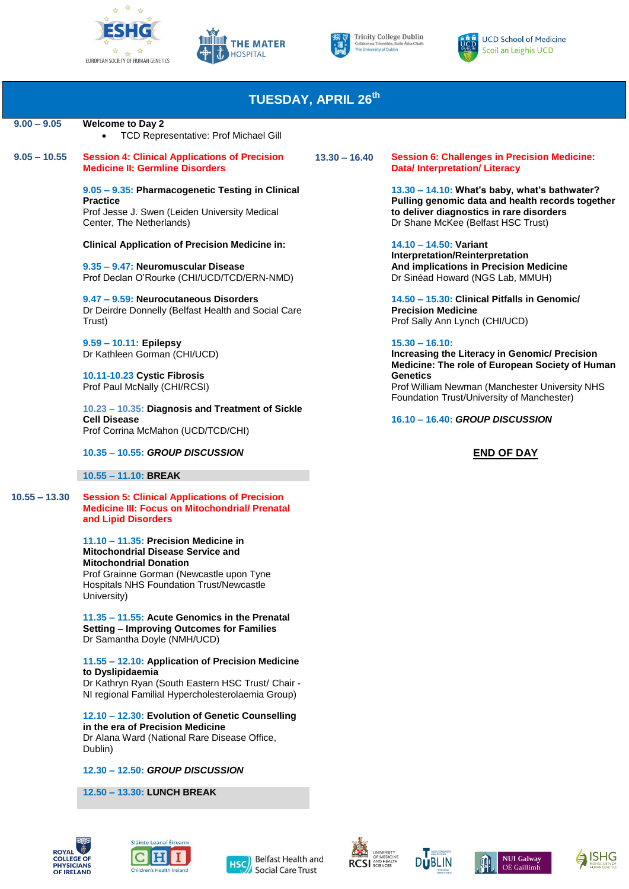## TUESDAY, APRIL 26th

**9.00 – 9.05** **Welcome to Day 2**

- TCD Representative: Prof Michael Gill

**9.05 – 10.55** **Session 4: Clinical Applications of Precision Medicine II: Germline Disorders**

**9.05 – 9.35: Pharmacogenetic Testing in Clinical Practice**
Prof Jesse J. Swen (Leiden University Medical Center, The Netherlands)

**Clinical Application of Precision Medicine in:**

**9.35 – 9.47: Neuromuscular Disease**
Prof Declan O'Rourke (CHI/UCD/TCD/ERN-NMD)

**9.47 – 9.59: Neurocutaneous Disorders**
Dr Deirdre Donnelly (Belfast Health and Social Care Trust)

**9.59 – 10.11: Epilepsy**
Dr Kathleen Gorman (CHI/UCD)

**10.11-10.23 Cystic Fibrosis**
Prof Paul McNally (CHI/RCSI)

**10.23 – 10.35: Diagnosis and Treatment of Sickle Cell Disease**
Prof Corrina McMahon (UCD/TCD/CHI)

**10.35 – 10.55: *GROUP DISCUSSION***

**10.55 – 11.10: BREAK**

**10.55 – 13.30** **Session 5: Clinical Applications of Precision Medicine III: Focus on Mitochondrial/ Prenatal and Lipid Disorders**

**11.10 – 11.35: Precision Medicine in Mitochondrial Disease Service and Mitochondrial Donation**
Prof Grainne Gorman (Newcastle upon Tyne Hospitals NHS Foundation Trust/Newcastle University)

**11.35 – 11.55: Acute Genomics in the Prenatal Setting – Improving Outcomes for Families**
Dr Samantha Doyle (NMH/UCD)

**11.55 – 12.10: Application of Precision Medicine to Dyslipidaemia**
Dr Kathryn Ryan (South Eastern HSC Trust/ Chair - NI regional Familial Hypercholesterolaemia Group)

**12.10 – 12.30: Evolution of Genetic Counselling in the era of Precision Medicine**
Dr Alana Ward (National Rare Disease Office, Dublin)

**12.30 – 12.50: *GROUP DISCUSSION***

**12.50 – 13.30: LUNCH BREAK**

**13.30 – 16.40** **Session 6: Challenges in Precision Medicine: Data/ Interpretation/ Literacy**

**13.30 – 14.10: What's baby, what's bathwater? Pulling genomic data and health records together to deliver diagnostics in rare disorders**
Dr Shane McKee (Belfast HSC Trust)

**14.10 – 14.50: Variant Interpretation/Reinterpretation And implications in Precision Medicine**
Dr Sinéad Howard (NGS Lab, MMUH)

**14.50 – 15.30: Clinical Pitfalls in Genomic/ Precision Medicine**
Prof Sally Ann Lynch (CHI/UCD)

**15.30 – 16.10:**
**Increasing the Literacy in Genomic/ Precision Medicine: The role of European Society of Human Genetics**
Prof William Newman (Manchester University NHS Foundation Trust/University of Manchester)

**16.10 – 16.40: *GROUP DISCUSSION***

**END OF DAY**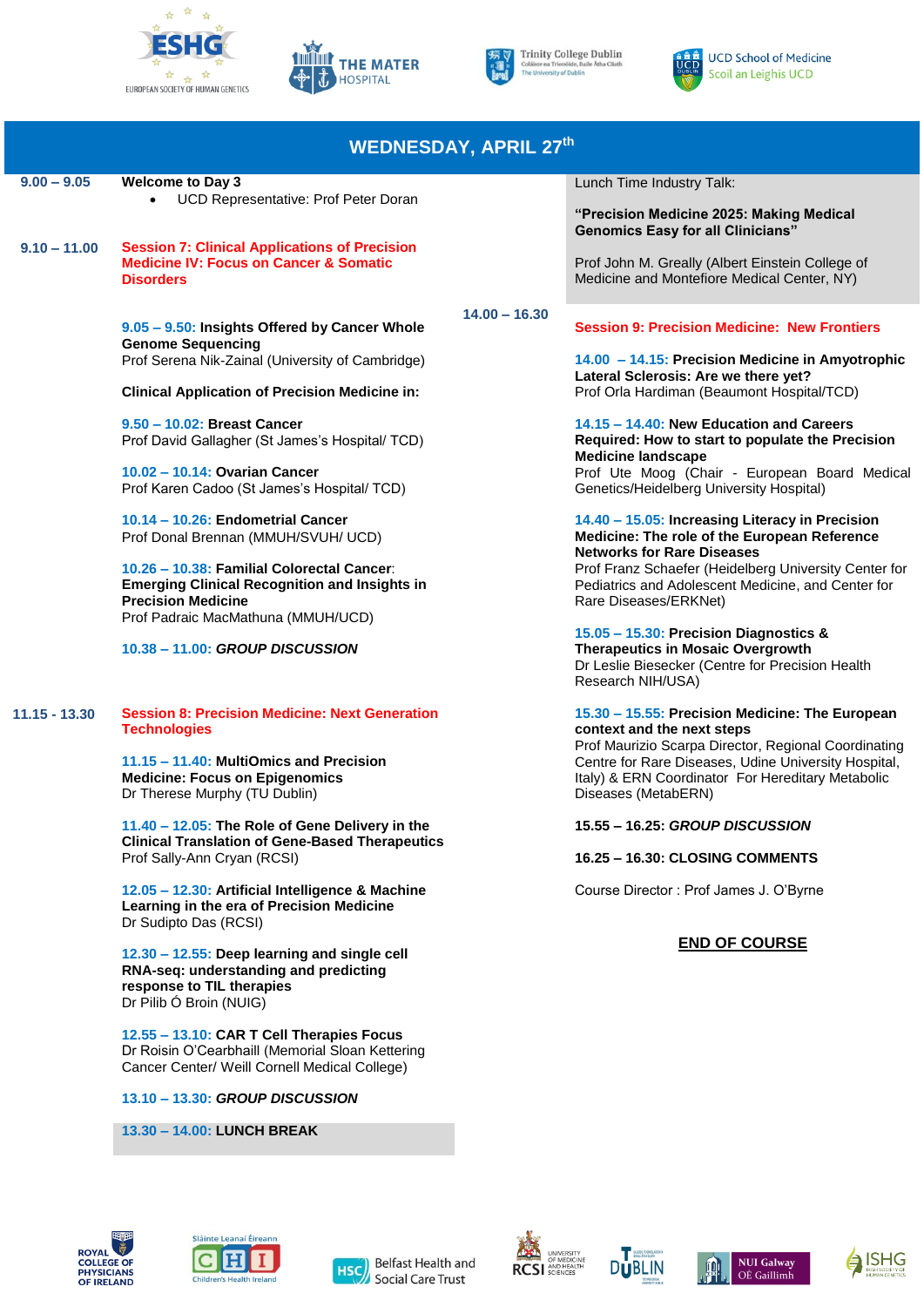## WEDNESDAY, APRIL 27th

**9.00 – 9.05** **Welcome to Day 3**

- UCD Representative: Prof Peter Doran

**9.10 – 11.00** **Session 7: Clinical Applications of Precision Medicine IV: Focus on Cancer & Somatic Disorders**

**9.05 – 9.50: Insights Offered by Cancer Whole Genome Sequencing**
Prof Serena Nik-Zainal (University of Cambridge)

**Clinical Application of Precision Medicine in:**

**9.50 – 10.02: Breast Cancer**
Prof David Gallagher (St James's Hospital/ TCD)

**10.02 – 10.14: Ovarian Cancer**
Prof Karen Cadoo (St James's Hospital/ TCD)

**10.14 – 10.26: Endometrial Cancer**
Prof Donal Brennan (MMUH/SVUH/ UCD)

**10.26 – 10.38: Familial Colorectal Cancer: Emerging Clinical Recognition and Insights in Precision Medicine**
Prof Padraic MacMathuna (MMUH/UCD)

**10.38 – 11.00: *GROUP DISCUSSION***

**11.15 - 13.30** **Session 8: Precision Medicine: Next Generation Technologies**

**11.15 – 11.40: MultiOmics and Precision Medicine: Focus on Epigenomics**
Dr Therese Murphy (TU Dublin)

**11.40 – 12.05: The Role of Gene Delivery in the Clinical Translation of Gene-Based Therapeutics**
Prof Sally-Ann Cryan (RCSI)

**12.05 – 12.30: Artificial Intelligence & Machine Learning in the era of Precision Medicine**
Dr Sudipto Das (RCSI)

**12.30 – 12.55: Deep learning and single cell RNA-seq: understanding and predicting response to TIL therapies**
Dr Pilib Ó Broin (NUIG)

**12.55 – 13.10: CAR T Cell Therapies Focus**
Dr Roisin O'Cearbhaill (Memorial Sloan Kettering Cancer Center/ Weill Cornell Medical College)

**13.10 – 13.30: *GROUP DISCUSSION***

**13.30 – 14.00: LUNCH BREAK**

Lunch Time Industry Talk:

**"Precision Medicine 2025: Making Medical Genomics Easy for all Clinicians"**

Prof John M. Greally (Albert Einstein College of Medicine and Montefiore Medical Center, NY)

**14.00 – 16.30** **Session 9: Precision Medicine: New Frontiers**

**14.00 – 14.15: Precision Medicine in Amyotrophic Lateral Sclerosis: Are we there yet?**
Prof Orla Hardiman (Beaumont Hospital/TCD)

**14.15 – 14.40: New Education and Careers Required: How to start to populate the Precision Medicine landscape**
Prof Ute Moog (Chair - European Board Medical Genetics/Heidelberg University Hospital)

**14.40 – 15.05: Increasing Literacy in Precision Medicine: The role of the European Reference Networks for Rare Diseases**
Prof Franz Schaefer (Heidelberg University Center for Pediatrics and Adolescent Medicine, and Center for Rare Diseases/ERKNet)

**15.05 – 15.30: Precision Diagnostics & Therapeutics in Mosaic Overgrowth**
Dr Leslie Biesecker (Centre for Precision Health Research NIH/USA)

**15.30 – 15.55: Precision Medicine: The European context and the next steps**
Prof Maurizio Scarpa Director, Regional Coordinating Centre for Rare Diseases, Udine University Hospital, Italy) & ERN Coordinator For Hereditary Metabolic Diseases (MetabERN)

**15.55 – 16.25: *GROUP DISCUSSION***

**16.25 – 16.30: CLOSING COMMENTS**

Course Director : Prof James J. O'Byrne

**END OF COURSE**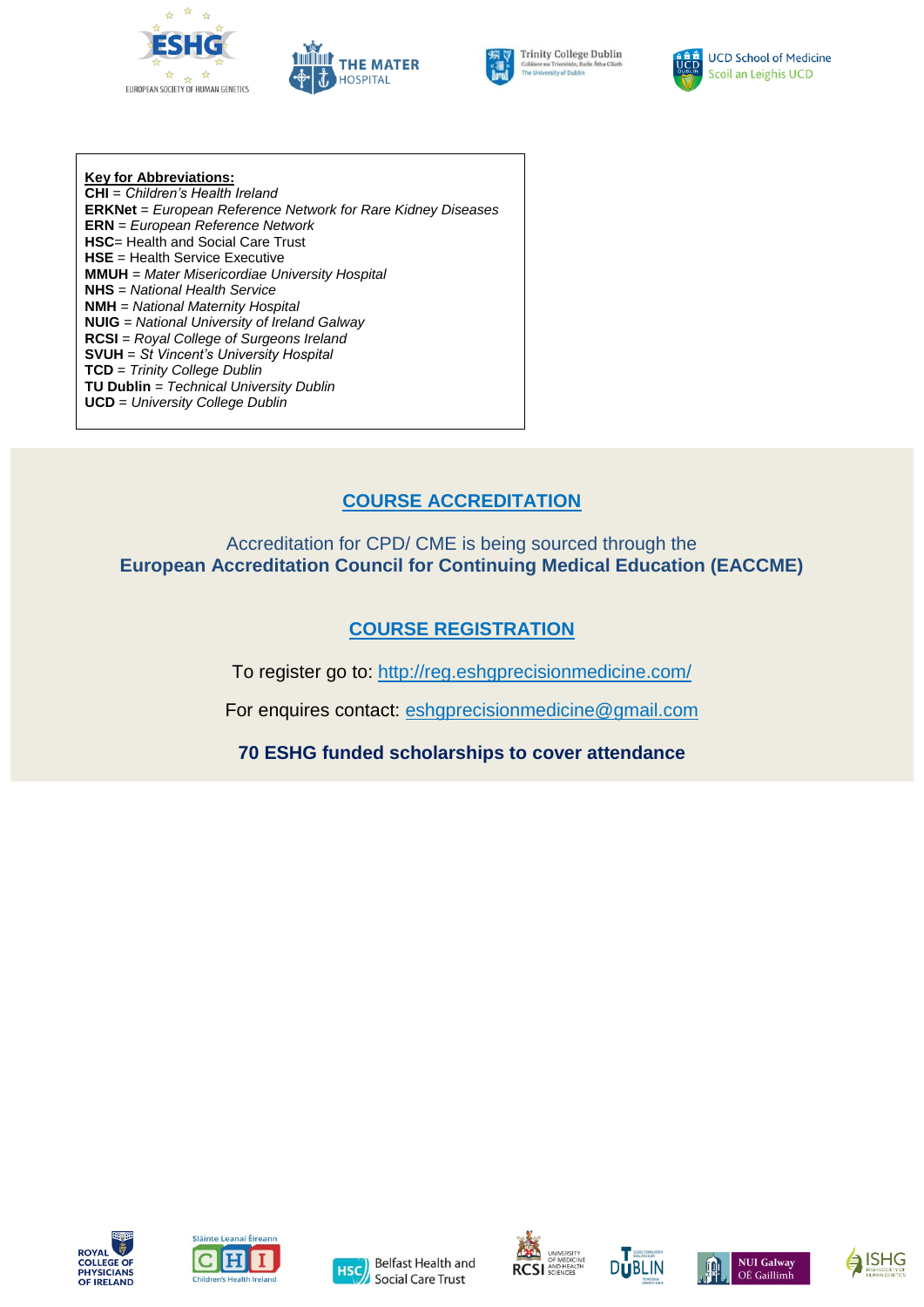**Key for Abbreviations:**

**CHI** = *Children's Health Ireland*
**ERKNet** = *European Reference Network for Rare Kidney Diseases*
**ERN** = *European Reference Network*
**HSC**= Health and Social Care Trust
**HSE** = Health Service Executive
**MMUH** = *Mater Misericordiae University Hospital*
**NHS** = *National Health Service*
**NMH** = *National Maternity Hospital*
**NUIG** = *National University of Ireland Galway*
**RCSI** = *Royal College of Surgeons Ireland*
**SVUH** = *St Vincent's University Hospital*
**TCD** = *Trinity College Dublin*
**TU Dublin** = *Technical University Dublin*
**UCD** = *University College Dublin*

## COURSE ACCREDITATION

Accreditation for CPD/ CME is being sourced through the
**European Accreditation Council for Continuing Medical Education (EACCME)**

## COURSE REGISTRATION

To register go to: http://reg.eshgprecisionmedicine.com/

For enquires contact: eshgprecisionmedicine@gmail.com

**70 ESHG funded scholarships to cover attendance**